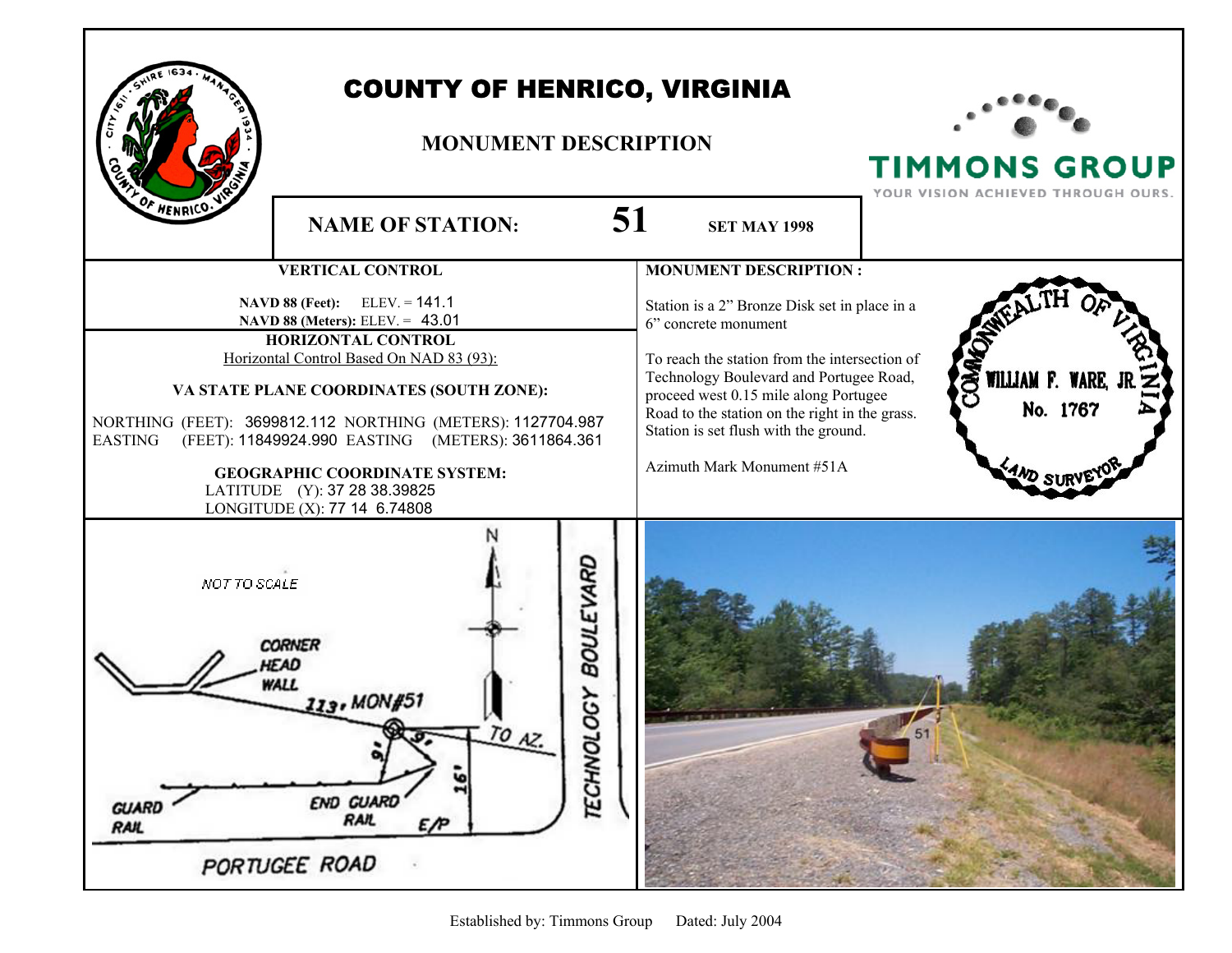# COUNTY OF HENRICO, VIRGINIA

## MONUMENT DESCRIPTION

TIMMONS GROUP
YOUR VISION ACHIEVED THROUGH OURS.

**NAME OF STATION:** **51** **SET MAY 1998**

### VERTICAL CONTROL

**NAVD 88 (Feet):** ELEV. = 141.1
**NAVD 88 (Meters):** ELEV. = 43.01

### HORIZONTAL CONTROL

Horizontal Control Based On NAD 83 (93):

**VA STATE PLANE COORDINATES (SOUTH ZONE):**

NORTHING (FEET): 3699812.112 NORTHING (METERS): 1127704.987
EASTING (FEET): 11849924.990 EASTING (METERS): 3611864.361

**GEOGRAPHIC COORDINATE SYSTEM:**

LATITUDE (Y): 37 28 38.39825
LONGITUDE (X): 77 14 6.74808

### MONUMENT DESCRIPTION :

Station is a 2" Bronze Disk set in place in a 6" concrete monument

To reach the station from the intersection of Technology Boulevard and Portugee Road, proceed west 0.15 mile along Portugee Road to the station on the right in the grass. Station is set flush with the ground.

Azimuth Mark Monument #51A

COMMONWEALTH OF VIRGINIA
WILLIAM F. WARE, JR.
No. 1767
LAND SURVEYOR

NOT TO SCALE

N

CORNER HEAD WALL

113' MON#51

TO AZ.

9'

9'

16'

GUARD RAIL

END GUARD RAIL

E/P

TECHNOLOGY BOULEVARD

PORTUGEE ROAD

Established by: Timmons Group Dated: July 2004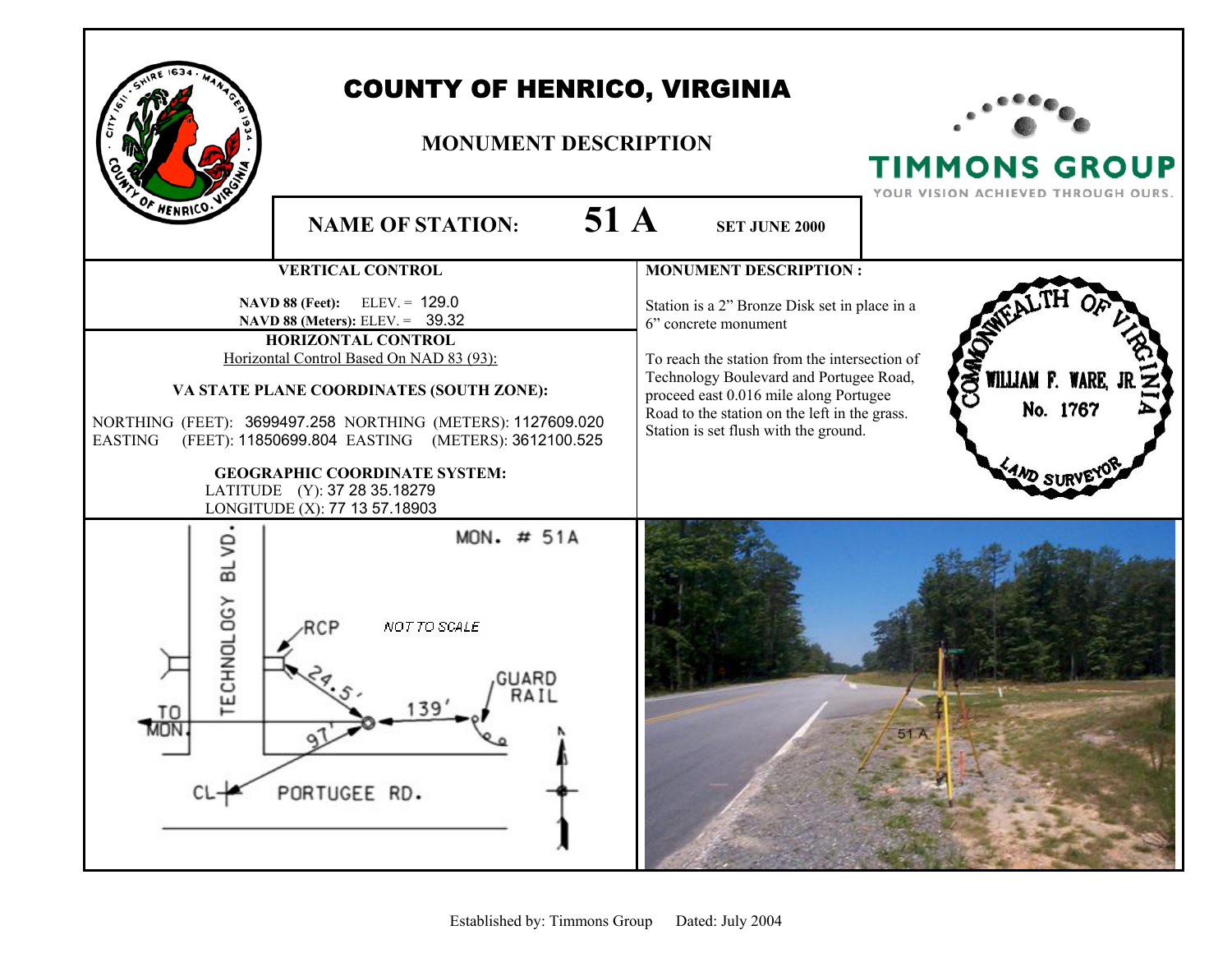# COUNTY OF HENRICO, VIRGINIA

## MONUMENT DESCRIPTION

TIMMONS GROUP
YOUR VISION ACHIEVED THROUGH OURS.

**NAME OF STATION:** **51 A** **SET JUNE 2000**

### VERTICAL CONTROL

**NAVD 88 (Feet):** ELEV. = 129.0
**NAVD 88 (Meters):** ELEV. = 39.32

### HORIZONTAL CONTROL

Horizontal Control Based On NAD 83 (93):

**VA STATE PLANE COORDINATES (SOUTH ZONE):**

NORTHING (FEET): 3699497.258 NORTHING (METERS): 1127609.020
EASTING (FEET): 11850699.804 EASTING (METERS): 3612100.525

**GEOGRAPHIC COORDINATE SYSTEM:**
LATITUDE (Y): 37 28 35.18279
LONGITUDE (X): 77 13 57.18903

### MONUMENT DESCRIPTION :

Station is a 2" Bronze Disk set in place in a 6" concrete monument

To reach the station from the intersection of Technology Boulevard and Portugee Road, proceed east 0.016 mile along Portugee Road to the station on the left in the grass. Station is set flush with the ground.

COMMONWEALTH OF VIRGINIA
WILLIAM F. WARE, JR.
No. 1767
LAND SURVEYOR

MON. # 51A
NOT TO SCALE
TECHNOLOGY BLVD.
RCP
24.5'
139'
GUARD RAIL
97'
TO MON.
CL
PORTUGEE RD.

51 A

Established by: Timmons Group Dated: July 2004